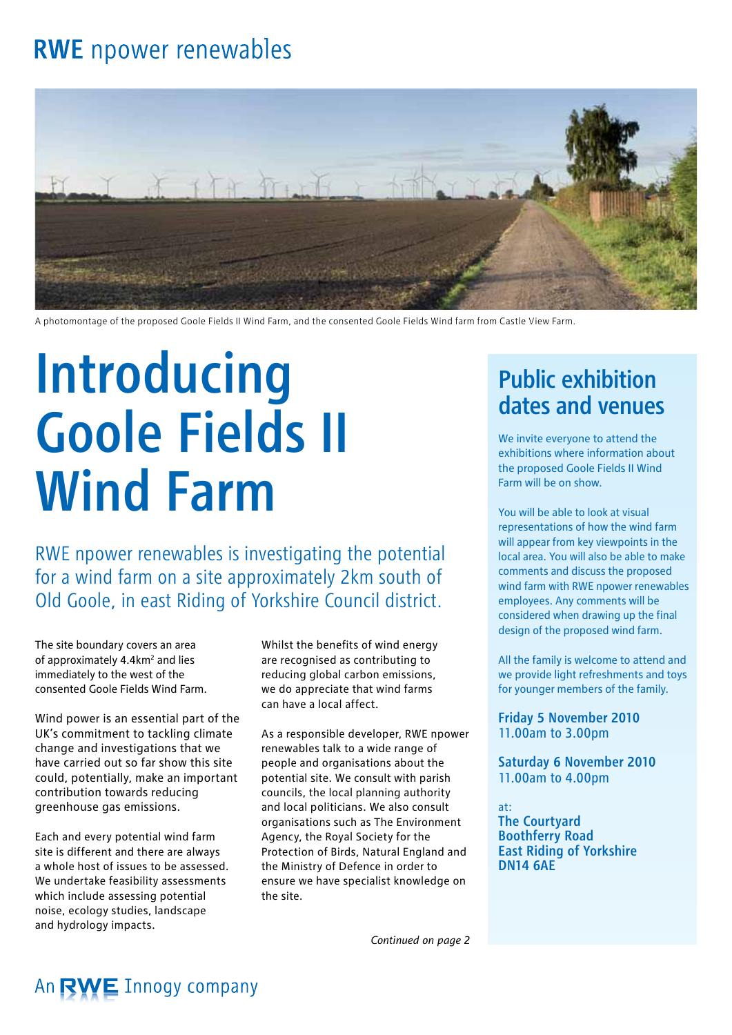# RWE npower renewables

A photomontage of the proposed Goole Fields II Wind Farm, and the consented Goole Fields Wind farm from Castle View Farm.

# Introducing Goole Fields II Wind Farm

RWE npower renewables is investigating the potential for a wind farm on a site approximately 2km south of Old Goole, in east Riding of Yorkshire Council district.

The site boundary covers an area of approximately 4.4km$^2$ and lies immediately to the west of the consented Goole Fields Wind Farm.

Wind power is an essential part of the UK's commitment to tackling climate change and investigations that we have carried out so far show this site could, potentially, make an important contribution towards reducing greenhouse gas emissions.

Each and every potential wind farm site is different and there are always a whole host of issues to be assessed. We undertake feasibility assessments which include assessing potential noise, ecology studies, landscape and hydrology impacts.

Whilst the benefits of wind energy are recognised as contributing to reducing global carbon emissions, we do appreciate that wind farms can have a local affect.

As a responsible developer, RWE npower renewables talk to a wide range of people and organisations about the potential site. We consult with parish councils, the local planning authority and local politicians. We also consult organisations such as The Environment Agency, the Royal Society for the Protection of Birds, Natural England and the Ministry of Defence in order to ensure we have specialist knowledge on the site.

*Continued on page 2*

## Public exhibition dates and venues

We invite everyone to attend the exhibitions where information about the proposed Goole Fields II Wind Farm will be on show.

You will be able to look at visual representations of how the wind farm will appear from key viewpoints in the local area. You will also be able to make comments and discuss the proposed wind farm with RWE npower renewables employees. Any comments will be considered when drawing up the final design of the proposed wind farm.

All the family is welcome to attend and we provide light refreshments and toys for younger members of the family.

**Friday 5 November 2010**
**11.00am to 3.00pm**

**Saturday 6 November 2010**
**11.00am to 4.00pm**

at:
**The Courtyard**
**Boothferry Road**
**East Riding of Yorkshire**
**DN14 6AE**

An RWE Innogy company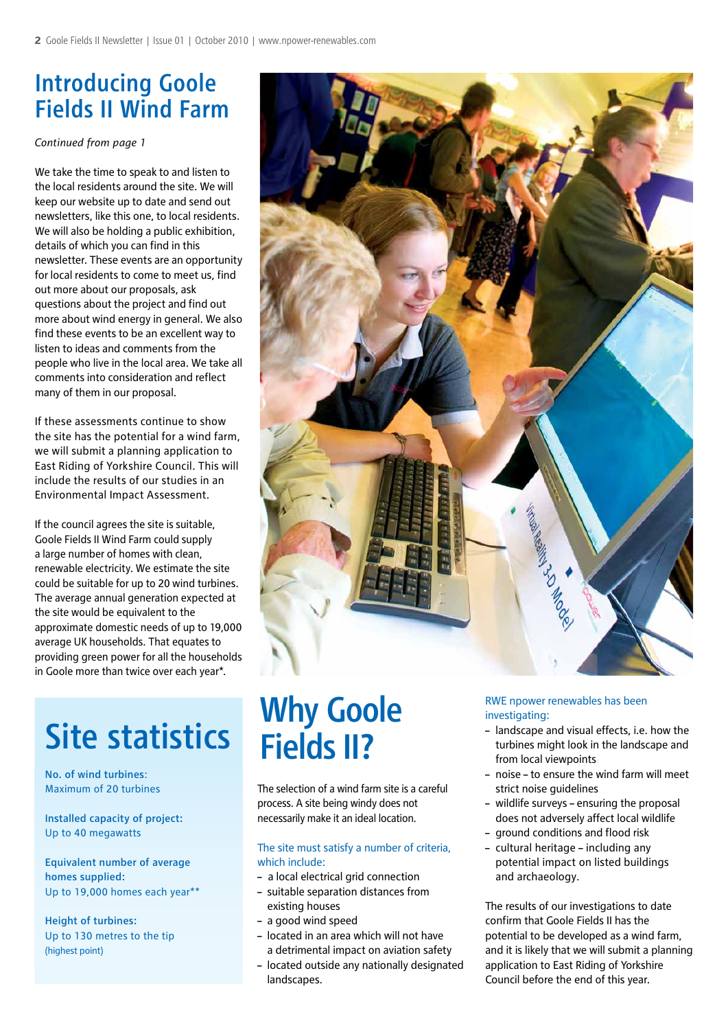# Introducing Goole Fields II Wind Farm

*Continued from page 1*

We take the time to speak to and listen to the local residents around the site. We will keep our website up to date and send out newsletters, like this one, to local residents. We will also be holding a public exhibition, details of which you can find in this newsletter. These events are an opportunity for local residents to come to meet us, find out more about our proposals, ask questions about the project and find out more about wind energy in general. We also find these events to be an excellent way to listen to ideas and comments from the people who live in the local area. We take all comments into consideration and reflect many of them in our proposal.

If these assessments continue to show the site has the potential for a wind farm, we will submit a planning application to East Riding of Yorkshire Council. This will include the results of our studies in an Environmental Impact Assessment.

If the council agrees the site is suitable, Goole Fields II Wind Farm could supply a large number of homes with clean, renewable electricity. We estimate the site could be suitable for up to 20 wind turbines. The average annual generation expected at the site would be equivalent to the approximate domestic needs of up to 19,000 average UK households. That equates to providing green power for all the households in Goole more than twice over each year*.

## Site statistics

**No. of wind turbines:**
Maximum of 20 turbines

**Installed capacity of project:**
Up to 40 megawatts

**Equivalent number of average homes supplied:**
Up to 19,000 homes each year**

**Height of turbines:**
Up to 130 metres to the tip (highest point)

# Why Goole Fields II?

The selection of a wind farm site is a careful process. A site being windy does not necessarily make it an ideal location.

The site must satisfy a number of criteria, which include:

- a local electrical grid connection
- suitable separation distances from existing houses
- a good wind speed
- located in an area which will not have a detrimental impact on aviation safety
- located outside any nationally designated landscapes.

RWE npower renewables has been investigating:

- landscape and visual effects, i.e. how the turbines might look in the landscape and from local viewpoints
- noise – to ensure the wind farm will meet strict noise guidelines
- wildlife surveys – ensuring the proposal does not adversely affect local wildlife
- ground conditions and flood risk
- cultural heritage – including any potential impact on listed buildings and archaeology.

The results of our investigations to date confirm that Goole Fields II has the potential to be developed as a wind farm, and it is likely that we will submit a planning application to East Riding of Yorkshire Council before the end of this year.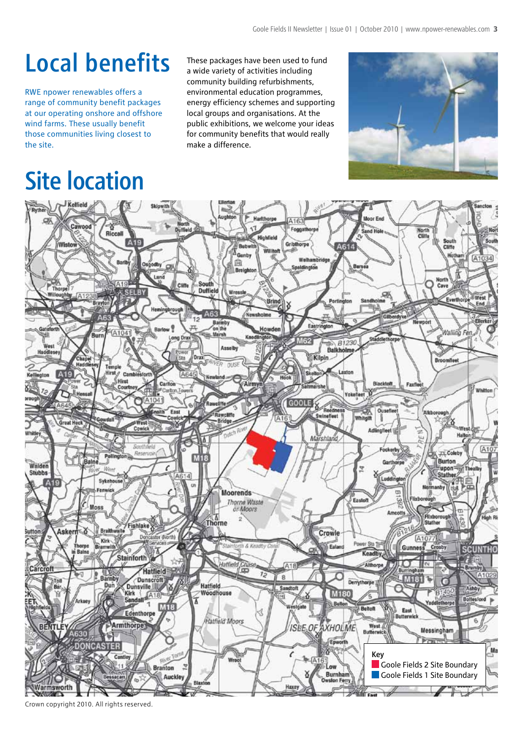# Local benefits

RWE npower renewables offers a range of community benefit packages at our operating onshore and offshore wind farms. These usually benefit those communities living closest to the site.

These packages have been used to fund a wide variety of activities including community building refurbishments, environmental education programmes, energy efficiency schemes and supporting local groups and organisations. At the public exhibitions, we welcome your ideas for community benefits that would really make a difference.

# Site location

Key
- Goole Fields 2 Site Boundary
- Goole Fields 1 Site Boundary

Crown copyright 2010. All rights reserved.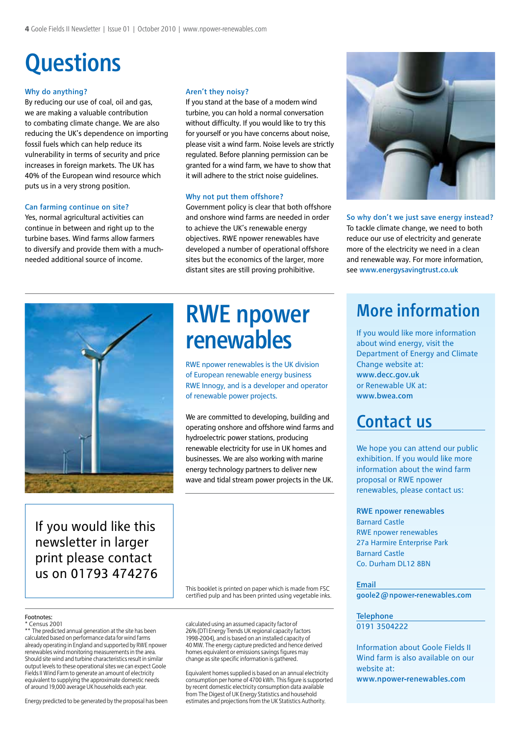# Questions

### Why do anything?

By reducing our use of coal, oil and gas, we are making a valuable contribution to combating climate change. We are also reducing the UK's dependence on importing fossil fuels which can help reduce its vulnerability in terms of security and price increases in foreign markets. The UK has 40% of the European wind resource which puts us in a very strong position.

### Can farming continue on site?

Yes, normal agricultural activities can continue in between and right up to the turbine bases. Wind farms allow farmers to diversify and provide them with a much-needed additional source of income.

### Aren't they noisy?

If you stand at the base of a modern wind turbine, you can hold a normal conversation without difficulty. If you would like to try this for yourself or you have concerns about noise, please visit a wind farm. Noise levels are strictly regulated. Before planning permission can be granted for a wind farm, we have to show that it will adhere to the strict noise guidelines.

### Why not put them offshore?

Government policy is clear that both offshore and onshore wind farms are needed in order to achieve the UK's renewable energy objectives. RWE npower renewables have developed a number of operational offshore sites but the economics of the larger, more distant sites are still proving prohibitive.

### So why don't we just save energy instead?

To tackle climate change, we need to both reduce our use of electricity and generate more of the electricity we need in a clean and renewable way. For more information, see www.energysavingtrust.co.uk

# RWE npower renewables

RWE npower renewables is the UK division of European renewable energy business RWE Innogy, and is a developer and operator of renewable power projects.

We are committed to developing, building and operating onshore and offshore wind farms and hydroelectric power stations, producing renewable electricity for use in UK homes and businesses. We are also working with marine energy technology partners to deliver new wave and tidal stream power projects in the UK.

If you would like this newsletter in larger print please contact us on 01793 474276

This booklet is printed on paper which is made from FSC certified pulp and has been printed using vegetable inks.

# More information

If you would like more information about wind energy, visit the Department of Energy and Climate Change website at:
**www.decc.gov.uk**
or Renewable UK at:
**www.bwea.com**

# Contact us

We hope you can attend our public exhibition. If you would like more information about the wind farm proposal or RWE npower renewables, please contact us:

**RWE npower renewables**
Barnard Castle
RWE npower renewables
27a Harmire Enterprise Park
Barnard Castle
Co. Durham DL12 8BN

**Email**
goole2@npower-renewables.com

**Telephone**
0191 3504222

Information about Goole Fields II Wind farm is also available on our website at:
**www.npower-renewables.com**

---

Footnotes:
* Census 2001
** The predicted annual generation at the site has been calculated based on performance data for wind farms already operating in England and supported by RWE npower renewables wind monitoring measurements in the area. Should site wind and turbine characteristics result in similar output levels to these operational sites we can expect Goole Fields II Wind Farm to generate an amount of electricity equivalent to supplying the approximate domestic needs of around 19,000 average UK households each year.

Energy predicted to be generated by the proposal has been calculated using an assumed capacity factor of 26% (DTI Energy Trends UK regional capacity factors 1998-2004), and is based on an installed capacity of 40 MW. The energy capture predicted and hence derived homes equivalent or emissions savings figures may change as site specific information is gathered.

Equivalent homes supplied is based on an annual electricity consumption per home of 4700 kWh. This figure is supported by recent domestic electricity consumption data available from The Digest of UK Energy Statistics and household estimates and projections from the UK Statistics Authority.